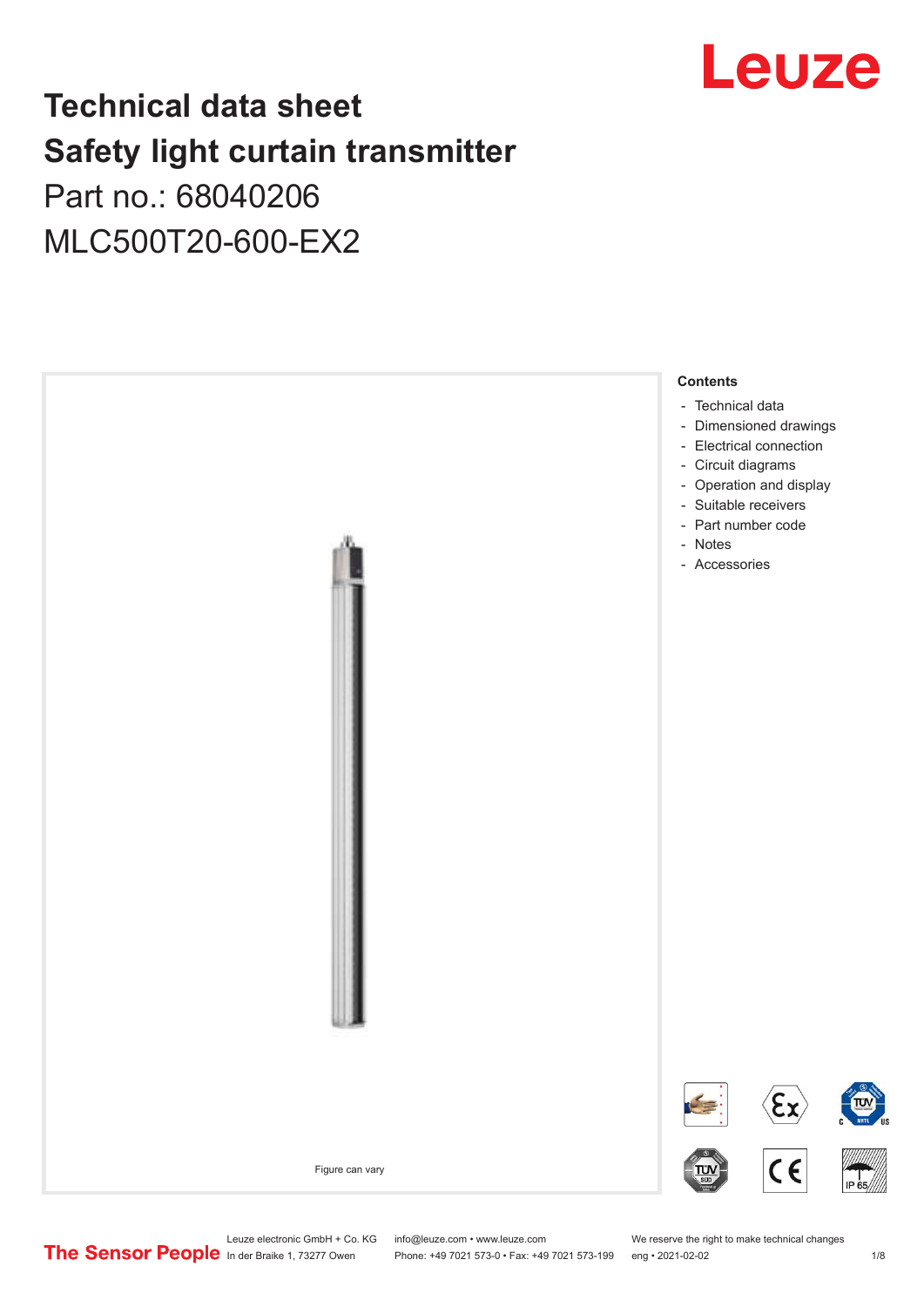# Technical data sheet
# Safety light curtain transmitter

Part no.: 68040206

MLC500T20-600-EX2

Figure can vary

**Contents**

- Technical data
- Dimensioned drawings
- Electrical connection
- Circuit diagrams
- Operation and display
- Suitable receivers
- Part number code
- Notes
- Accessories

Leuze electronic GmbH + Co. KG
In der Braike 1, 73277 Owen

info@leuze.com • www.leuze.com
Phone: +49 7021 573-0 • Fax: +49 7021 573-199

We reserve the right to make technical changes
eng • 2021-02-02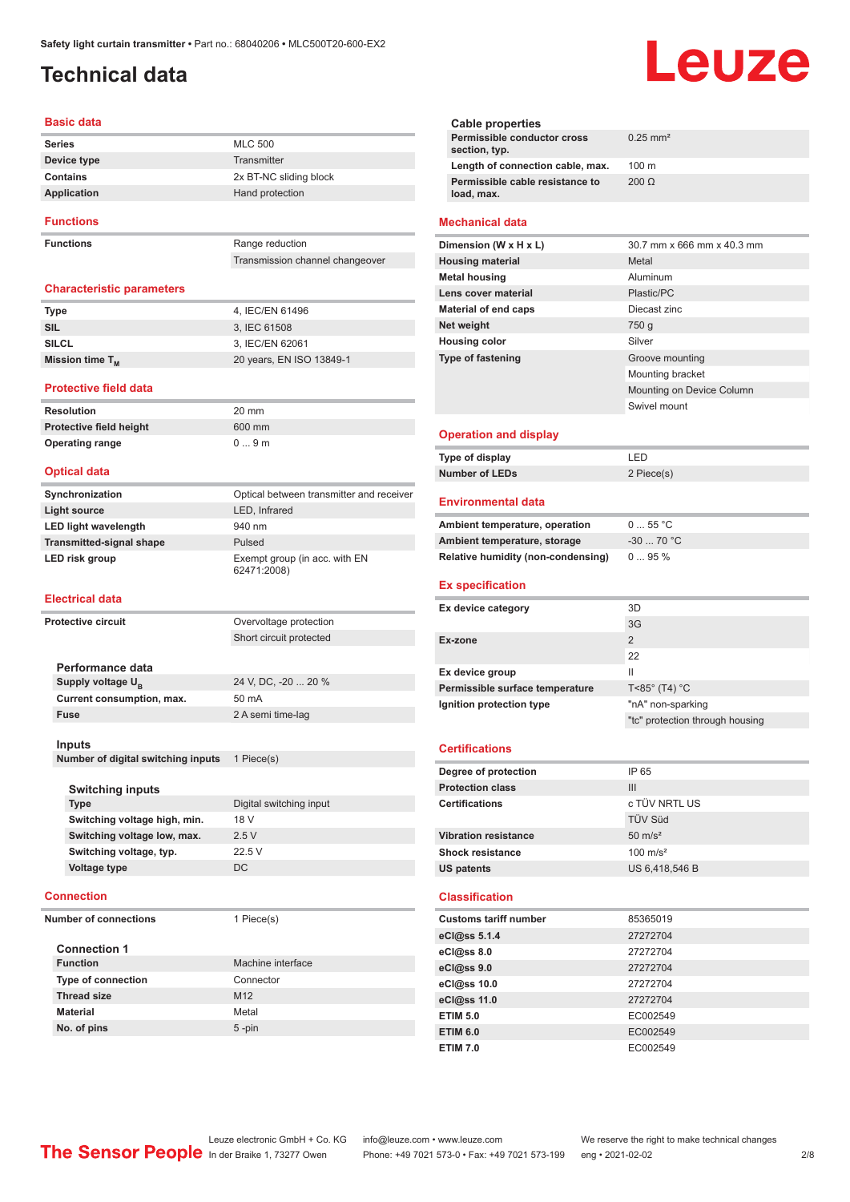# Technical data

## Basic data

| | |
|---|---|
| **Series** | MLC 500 |
| **Device type** | Transmitter |
| **Contains** | 2x BT-NC sliding block |
| **Application** | Hand protection |

## Functions

| | |
|---|---|
| **Functions** | Range reduction |
| | Transmission channel changeover |

## Characteristic parameters

| | |
|---|---|
| **Type** | 4, IEC/EN 61496 |
| **SIL** | 3, IEC 61508 |
| **SILCL** | 3, IEC/EN 62061 |
| **Mission time $T_M$** | 20 years, EN ISO 13849-1 |

## Protective field data

| | |
|---|---|
| **Resolution** | 20 mm |
| **Protective field height** | 600 mm |
| **Operating range** | 0 ... 9 m |

## Optical data

| | |
|---|---|
| **Synchronization** | Optical between transmitter and receiver |
| **Light source** | LED, Infrared |
| **LED light wavelength** | 940 nm |
| **Transmitted-signal shape** | Pulsed |
| **LED risk group** | Exempt group (in acc. with EN 62471:2008) |

## Electrical data

| | |
|---|---|
| **Protective circuit** | Overvoltage protection |
| | Short circuit protected |

### Performance data

| | |
|---|---|
| **Supply voltage $U_B$** | 24 V, DC, -20 ... 20 % |
| **Current consumption, max.** | 50 mA |
| **Fuse** | 2 A semi time-lag |

### Inputs

| | |
|---|---|
| **Number of digital switching inputs** | 1 Piece(s) |

#### Switching inputs

| | |
|---|---|
| **Type** | Digital switching input |
| **Switching voltage high, min.** | 18 V |
| **Switching voltage low, max.** | 2.5 V |
| **Switching voltage, typ.** | 22.5 V |
| **Voltage type** | DC |

## Connection

| | |
|---|---|
| **Number of connections** | 1 Piece(s) |

### Connection 1

| | |
|---|---|
| **Function** | Machine interface |
| **Type of connection** | Connector |
| **Thread size** | M12 |
| **Material** | Metal |
| **No. of pins** | 5 -pin |

### Cable properties

| | |
|---|---|
| **Permissible conductor cross section, typ.** | 0.25 mm² |
| **Length of connection cable, max.** | 100 m |
| **Permissible cable resistance to load, max.** | 200 Ω |

## Mechanical data

| | |
|---|---|
| **Dimension (W x H x L)** | 30.7 mm x 666 mm x 40.3 mm |
| **Housing material** | Metal |
| **Metal housing** | Aluminum |
| **Lens cover material** | Plastic/PC |
| **Material of end caps** | Diecast zinc |
| **Net weight** | 750 g |
| **Housing color** | Silver |
| **Type of fastening** | Groove mounting |
| | Mounting bracket |
| | Mounting on Device Column |
| | Swivel mount |

## Operation and display

| | |
|---|---|
| **Type of display** | LED |
| **Number of LEDs** | 2 Piece(s) |

## Environmental data

| | |
|---|---|
| **Ambient temperature, operation** | 0 ... 55 °C |
| **Ambient temperature, storage** | -30 ... 70 °C |
| **Relative humidity (non-condensing)** | 0 ... 95 % |

## Ex specification

| | |
|---|---|
| **Ex device category** | 3D |
| | 3G |
| **Ex-zone** | 2 |
| | 22 |
| **Ex device group** | II |
| **Permissible surface temperature** | T<85° (T4) °C |
| **Ignition protection type** | "nA" non-sparking |
| | "tc" protection through housing |

## Certifications

| | |
|---|---|
| **Degree of protection** | IP 65 |
| **Protection class** | III |
| **Certifications** | c TÜV NRTL US |
| | TÜV Süd |
| **Vibration resistance** | 50 m/s² |
| **Shock resistance** | 100 m/s² |
| **US patents** | US 6,418,546 B |

## Classification

| | |
|---|---|
| **Customs tariff number** | 85365019 |
| **eCl@ss 5.1.4** | 27272704 |
| **eCl@ss 8.0** | 27272704 |
| **eCl@ss 9.0** | 27272704 |
| **eCl@ss 10.0** | 27272704 |
| **eCl@ss 11.0** | 27272704 |
| **ETIM 5.0** | EC002549 |
| **ETIM 6.0** | EC002549 |
| **ETIM 7.0** | EC002549 |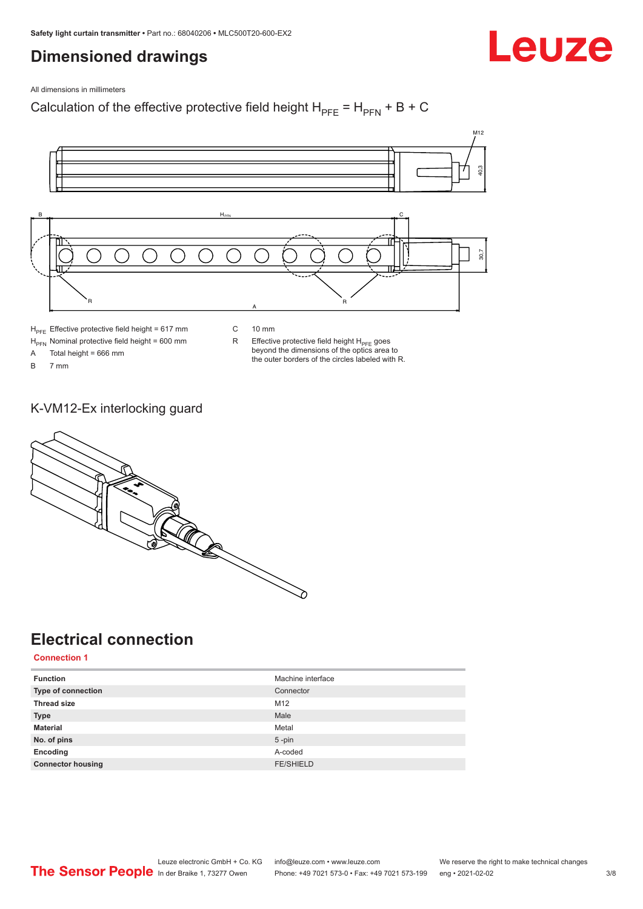# Dimensioned drawings

All dimensions in millimeters

Calculation of the effective protective field height $H_{PFE} = H_{PFN} + B + C$

$H_{PFE}$ Effective protective field height = 617 mm

$H_{PFN}$ Nominal protective field height = 600 mm

A Total height = 666 mm

B 7 mm

C 10 mm

R Effective protective field height $H_{PFE}$ goes beyond the dimensions of the optics area to the outer borders of the circles labeled with R.

## K-VM12-Ex interlocking guard

# Electrical connection

### Connection 1

| Function | Machine interface |
|---|---|
| Type of connection | Connector |
| Thread size | M12 |
| Type | Male |
| Material | Metal |
| No. of pins | 5 -pin |
| Encoding | A-coded |
| Connector housing | FE/SHIELD |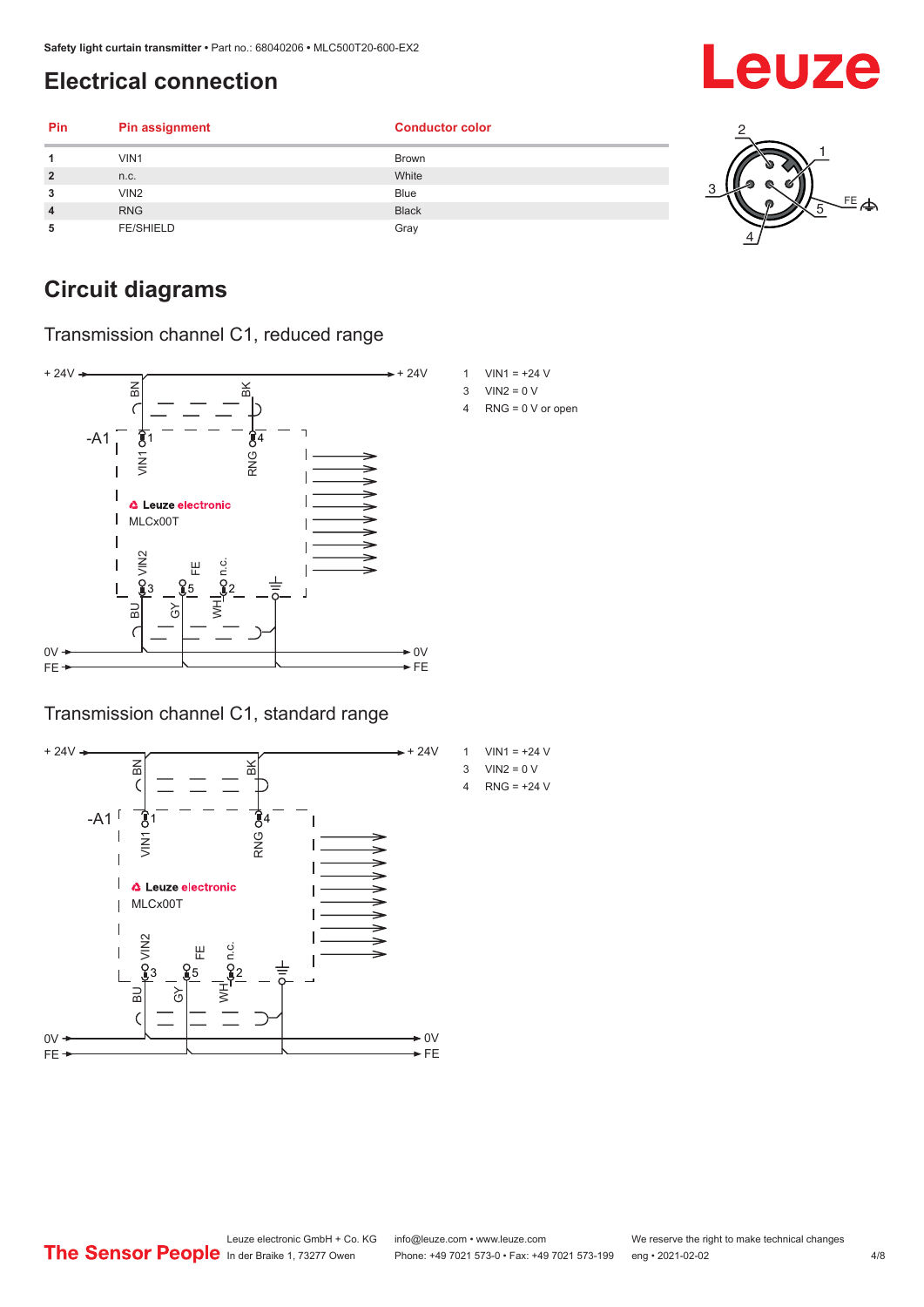## Electrical connection

| Pin | Pin assignment | Conductor color |
|---|---|---|
| 1 | VIN1 | Brown |
| 2 | n.c. | White |
| 3 | VIN2 | Blue |
| 4 | RNG | Black |
| 5 | FE/SHIELD | Gray |

## Circuit diagrams

### Transmission channel C1, reduced range

1 VIN1 = +24 V
3 VIN2 = 0 V
4 RNG = 0 V or open

### Transmission channel C1, standard range

1 VIN1 = +24 V
3 VIN2 = 0 V
4 RNG = +24 V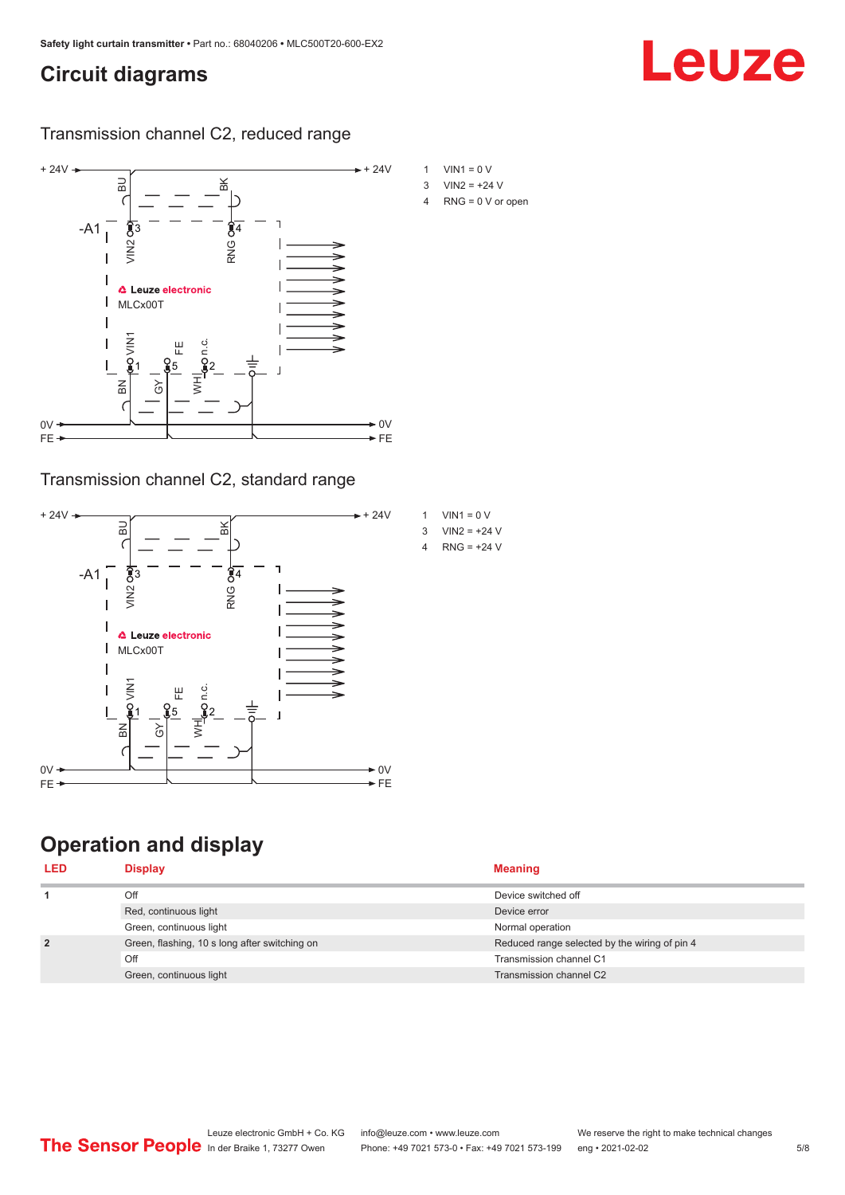# Circuit diagrams

## Transmission channel C2, reduced range

1 VIN1 = 0 V
3 VIN2 = +24 V
4 RNG = 0 V or open

## Transmission channel C2, standard range

1 VIN1 = 0 V
3 VIN2 = +24 V
4 RNG = +24 V

# Operation and display

| LED | Display | Meaning |
|---|---|---|
| 1 | Off | Device switched off |
| | Red, continuous light | Device error |
| | Green, continuous light | Normal operation |
| 2 | Green, flashing, 10 s long after switching on | Reduced range selected by the wiring of pin 4 |
| | Off | Transmission channel C1 |
| | Green, continuous light | Transmission channel C2 |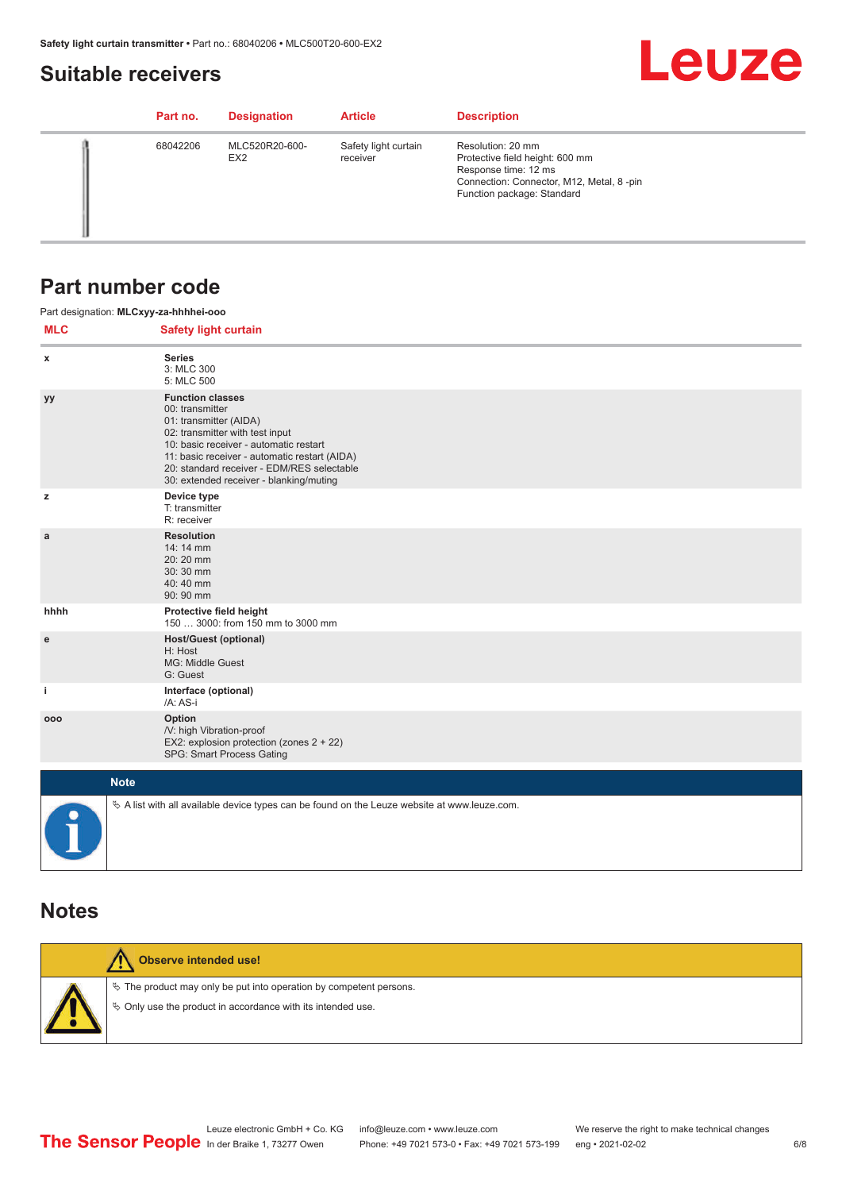## Suitable receivers

| Part no. | Designation | Article | Description |
|---|---|---|---|
| 68042206 | MLC520R20-600-EX2 | Safety light curtain receiver | Resolution: 20 mm<br>Protective field height: 600 mm<br>Response time: 12 ms<br>Connection: Connector, M12, Metal, 8 -pin<br>Function package: Standard |

## Part number code

Part designation: **MLCxyy-za-hhhhei-ooo**

| MLC | Safety light curtain |
|---|---|
| x | **Series**<br>3: MLC 300<br>5: MLC 500 |
| yy | **Function classes**<br>00: transmitter<br>01: transmitter (AIDA)<br>02: transmitter with test input<br>10: basic receiver - automatic restart<br>11: basic receiver - automatic restart (AIDA)<br>20: standard receiver - EDM/RES selectable<br>30: extended receiver - blanking/muting |
| z | **Device type**<br>T: transmitter<br>R: receiver |
| a | **Resolution**<br>14: 14 mm<br>20: 20 mm<br>30: 30 mm<br>40: 40 mm<br>90: 90 mm |
| hhhh | **Protective field height**<br>150 … 3000: from 150 mm to 3000 mm |
| e | **Host/Guest (optional)**<br>H: Host<br>MG: Middle Guest<br>G: Guest |
| i | **Interface (optional)**<br>/A: AS-i |
| ooo | **Option**<br>/V: high Vibration-proof<br>EX2: explosion protection (zones 2 + 22)<br>SPG: Smart Process Gating |

**Note**

- A list with all available device types can be found on the Leuze website at www.leuze.com.

## Notes

**Observe intended use!**

- The product may only be put into operation by competent persons.
- Only use the product in accordance with its intended use.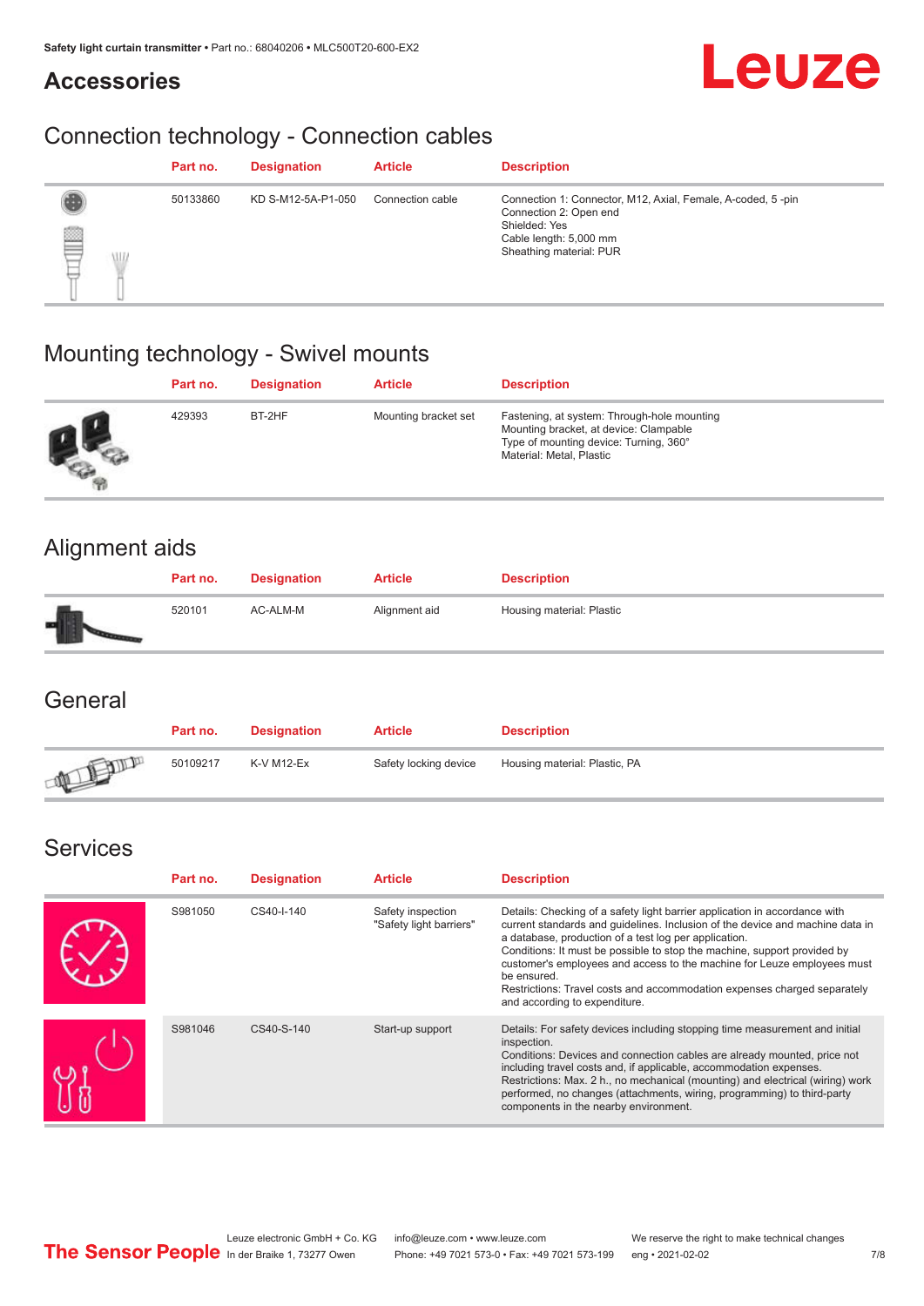## Accessories

### Connection technology - Connection cables

| Part no. | Designation | Article | Description |
|---|---|---|---|
| 50133860 | KD S-M12-5A-P1-050 | Connection cable | Connection 1: Connector, M12, Axial, Female, A-coded, 5 -pin<br>Connection 2: Open end<br>Shielded: Yes<br>Cable length: 5,000 mm<br>Sheathing material: PUR |

### Mounting technology - Swivel mounts

| Part no. | Designation | Article | Description |
|---|---|---|---|
| 429393 | BT-2HF | Mounting bracket set | Fastening, at system: Through-hole mounting<br>Mounting bracket, at device: Clampable<br>Type of mounting device: Turning, 360°<br>Material: Metal, Plastic |

### Alignment aids

| Part no. | Designation | Article | Description |
|---|---|---|---|
| 520101 | AC-ALM-M | Alignment aid | Housing material: Plastic |

### General

| Part no. | Designation | Article | Description |
|---|---|---|---|
| 50109217 | K-V M12-Ex | Safety locking device | Housing material: Plastic, PA |

### Services

| Part no. | Designation | Article | Description |
|---|---|---|---|
| S981050 | CS40-I-140 | Safety inspection "Safety light barriers" | Details: Checking of a safety light barrier application in accordance with current standards and guidelines. Inclusion of the device and machine data in a database, production of a test log per application.<br>Conditions: It must be possible to stop the machine, support provided by customer's employees and access to the machine for Leuze employees must be ensured.<br>Restrictions: Travel costs and accommodation expenses charged separately and according to expenditure. |
| S981046 | CS40-S-140 | Start-up support | Details: For safety devices including stopping time measurement and initial inspection.<br>Conditions: Devices and connection cables are already mounted, price not including travel costs and, if applicable, accommodation expenses.<br>Restrictions: Max. 2 h., no mechanical (mounting) and electrical (wiring) work performed, no changes (attachments, wiring, programming) to third-party components in the nearby environment. |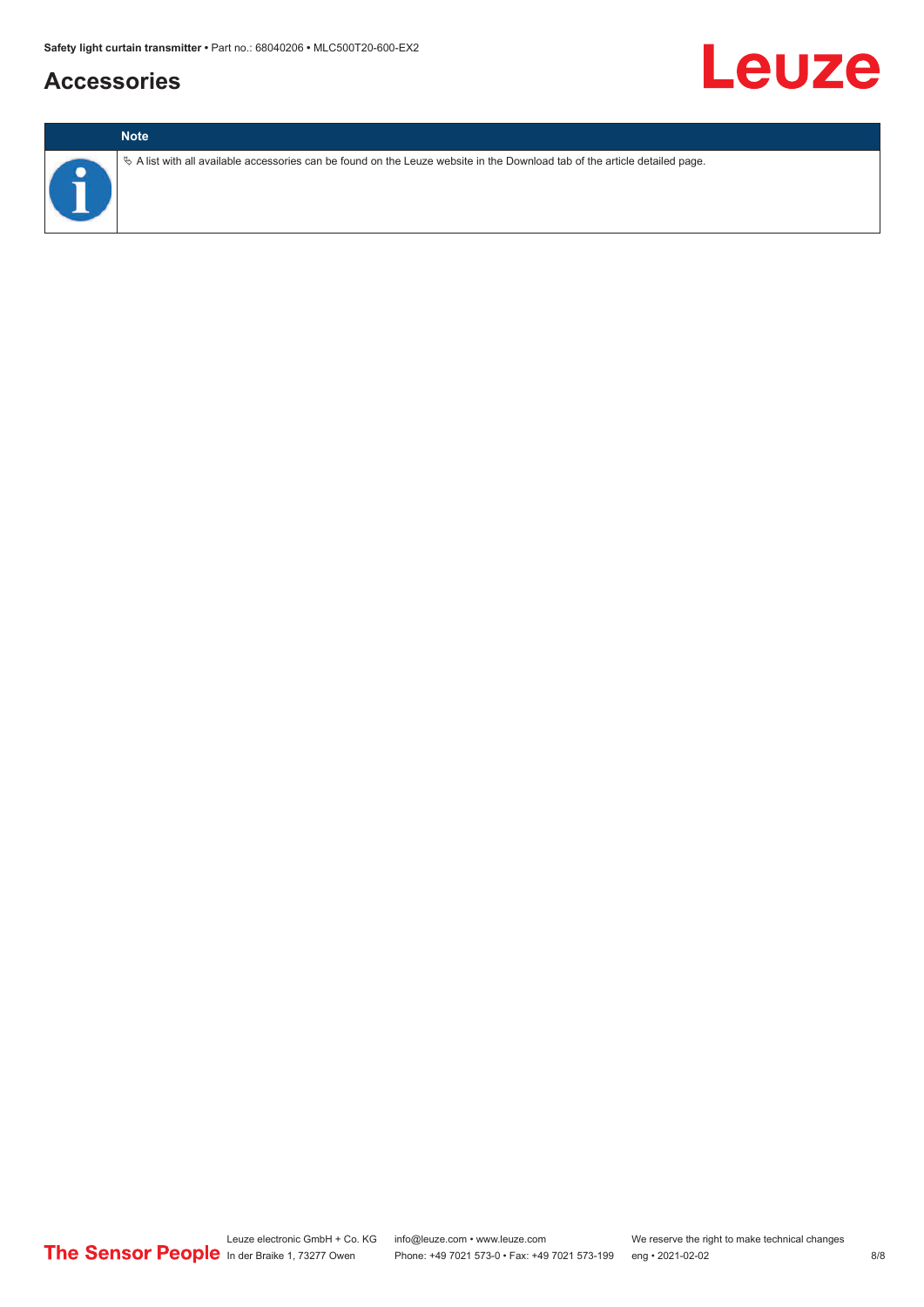## Accessories

| | Note |
|---|---|
| | ↳ A list with all available accessories can be found on the Leuze website in the Download tab of the article detailed page. |